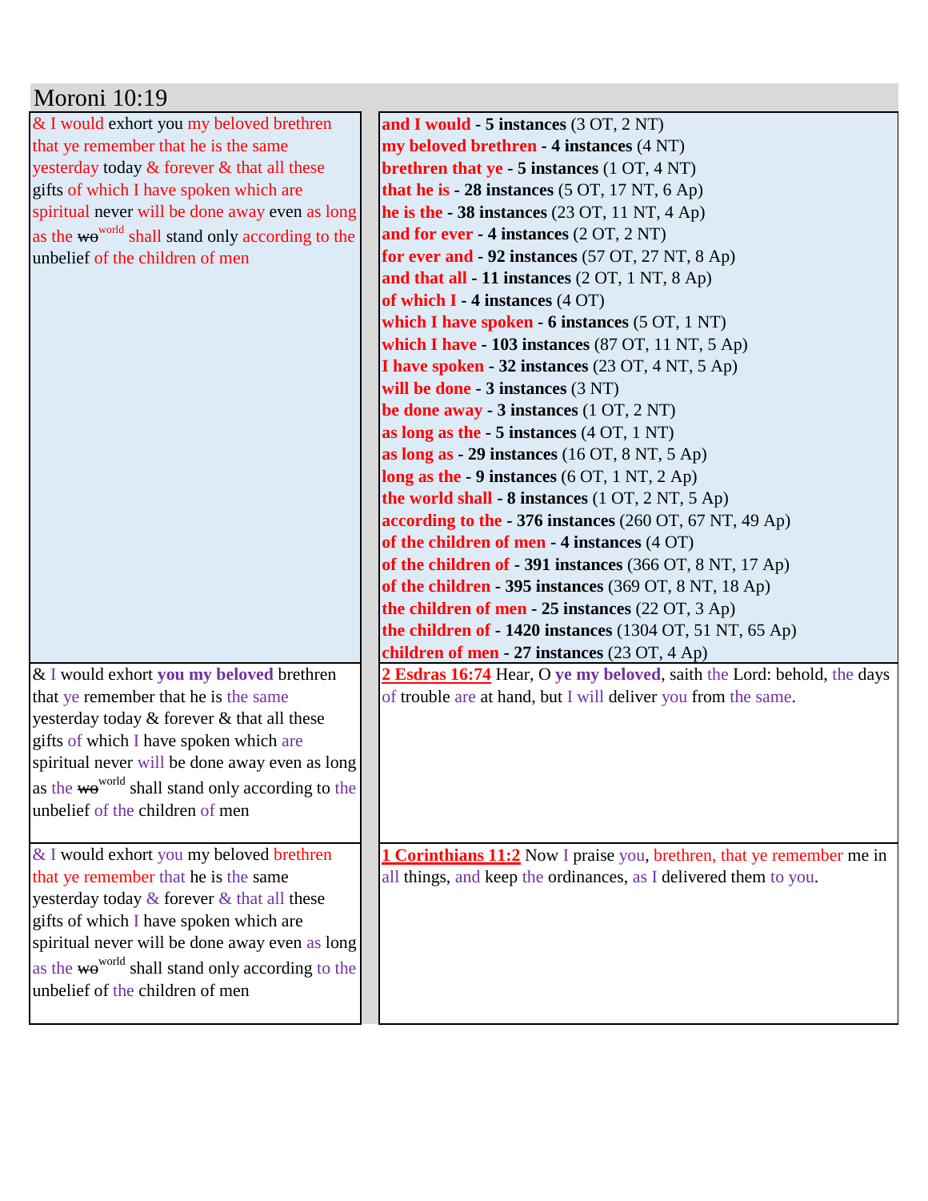# Moroni 10:19

| | |
|---|---|
| & I would exhort you my beloved brethren that ye remember that he is the same yesterday today & forever & that all these gifts of which I have spoken which are spiritual never will be done away even as long as the ~~wo~~[world] shall stand only according to the unbelief of the children of men | **and I would** - **5 instances** (3 OT, 2 NT)<br>**my beloved brethren** - **4 instances** (4 NT)<br>**brethren that ye** - **5 instances** (1 OT, 4 NT)<br>**that he is** - **28 instances** (5 OT, 17 NT, 6 Ap)<br>**he is the** - **38 instances** (23 OT, 11 NT, 4 Ap)<br>**and for ever** - **4 instances** (2 OT, 2 NT)<br>**for ever and** - **92 instances** (57 OT, 27 NT, 8 Ap)<br>**and that all** - **11 instances** (2 OT, 1 NT, 8 Ap)<br>**of which I** - **4 instances** (4 OT)<br>**which I have spoken** - **6 instances** (5 OT, 1 NT)<br>**which I have** - **103 instances** (87 OT, 11 NT, 5 Ap)<br>**I have spoken** - **32 instances** (23 OT, 4 NT, 5 Ap)<br>**will be done** - **3 instances** (3 NT)<br>**be done away** - **3 instances** (1 OT, 2 NT)<br>**as long as the** - **5 instances** (4 OT, 1 NT)<br>**as long as** - **29 instances** (16 OT, 8 NT, 5 Ap)<br>**long as the** - **9 instances** (6 OT, 1 NT, 2 Ap)<br>**the world shall** - **8 instances** (1 OT, 2 NT, 5 Ap)<br>**according to the** - **376 instances** (260 OT, 67 NT, 49 Ap)<br>**of the children of men** - **4 instances** (4 OT)<br>**of the children of** - **391 instances** (366 OT, 8 NT, 17 Ap)<br>**of the children** - **395 instances** (369 OT, 8 NT, 18 Ap)<br>**the children of men** - **25 instances** (22 OT, 3 Ap)<br>**the children of** - **1420 instances** (1304 OT, 51 NT, 65 Ap)<br>**children of men** - **27 instances** (23 OT, 4 Ap) |
| & I would exhort **you my beloved** brethren that ye remember that he is the same yesterday today & forever & that all these gifts of which I have spoken which are spiritual never will be done away even as long as the ~~wo~~[world] shall stand only according to the unbelief of the children of men | **2 Esdras 16:74** Hear, O **ye my beloved**, saith the Lord: behold, the days of trouble are at hand, but I will deliver you from the same. |
| & I would exhort you my beloved brethren that ye remember that he is the same yesterday today & forever & that all these gifts of which I have spoken which are spiritual never will be done away even as long as the ~~wo~~[world] shall stand only according to the unbelief of the children of men | **1 Corinthians 11:2** Now I praise you, brethren, that ye remember me in all things, and keep the ordinances, as I delivered them to you. |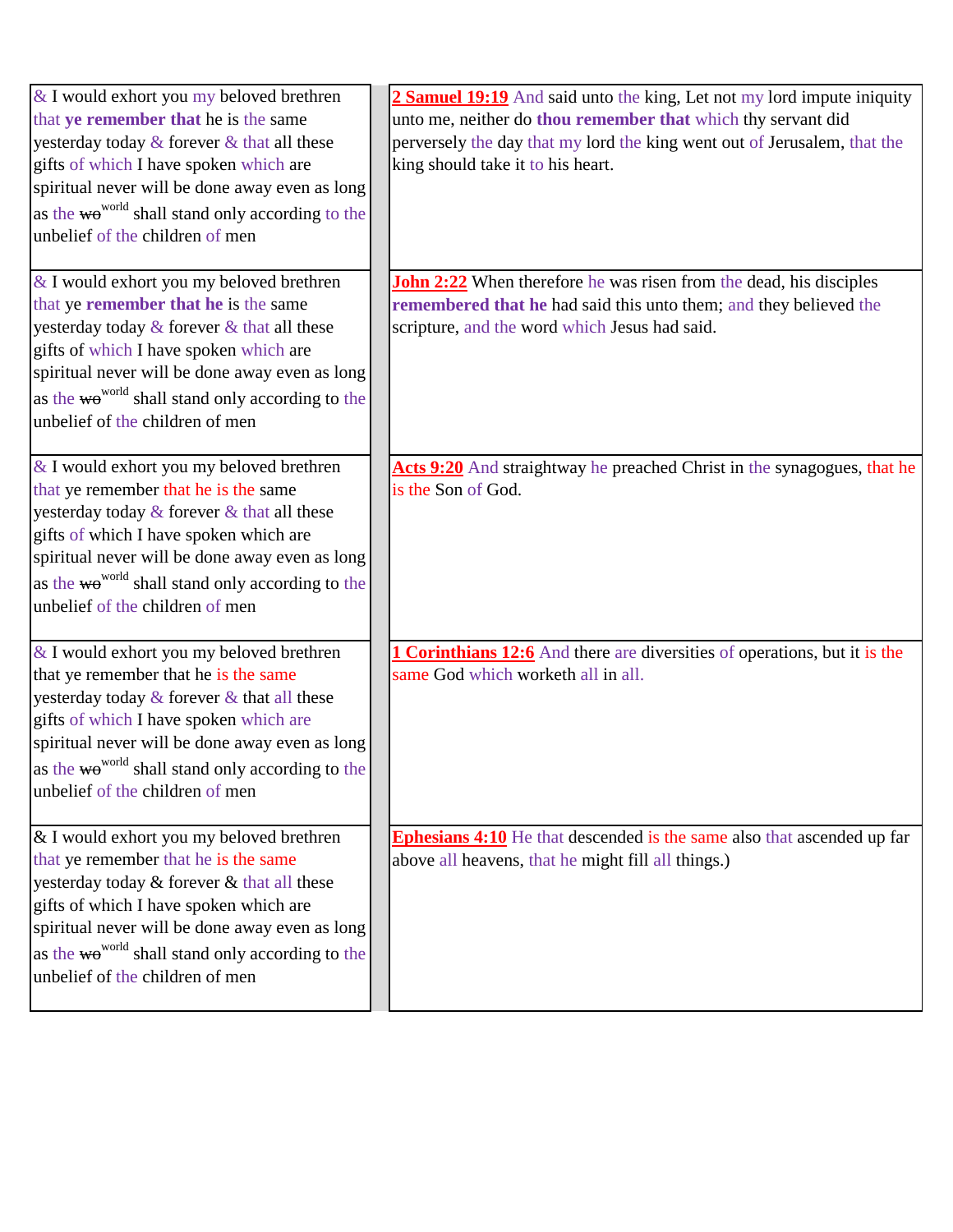| | |
|---|---|
| & I would exhort you my beloved brethren that **ye remember that** he is the same yesterday today & forever & that all these gifts of which I have spoken which are spiritual never will be done away even as long as the ~~wo~~ world shall stand only according to the unbelief of the children of men | **2 Samuel 19:19** And said unto the king, Let not my lord impute iniquity unto me, neither do **thou remember that** which thy servant did perversely the day that my lord the king went out of Jerusalem, that the king should take it to his heart. |
| & I would exhort you my beloved brethren that ye **remember that he** is the same yesterday today & forever & that all these gifts of which I have spoken which are spiritual never will be done away even as long as the ~~wo~~ world shall stand only according to the unbelief of the children of men | **John 2:22** When therefore he was risen from the dead, his disciples **remembered that he** had said this unto them; and they believed the scripture, and the word which Jesus had said. |
| & I would exhort you my beloved brethren that ye remember that he is the same yesterday today & forever & that all these gifts of which I have spoken which are spiritual never will be done away even as long as the ~~wo~~ world shall stand only according to the unbelief of the children of men | **Acts 9:20** And straightway he preached Christ in the synagogues, that he is the Son of God. |
| & I would exhort you my beloved brethren that ye remember that he is the same yesterday today & forever & that all these gifts of which I have spoken which are spiritual never will be done away even as long as the ~~wo~~ world shall stand only according to the unbelief of the children of men | **1 Corinthians 12:6** And there are diversities of operations, but it is the same God which worketh all in all. |
| & I would exhort you my beloved brethren that ye remember that he is the same yesterday today & forever & that all these gifts of which I have spoken which are spiritual never will be done away even as long as the ~~wo~~ world shall stand only according to the unbelief of the children of men | **Ephesians 4:10** He that descended is the same also that ascended up far above all heavens, that he might fill all things.) |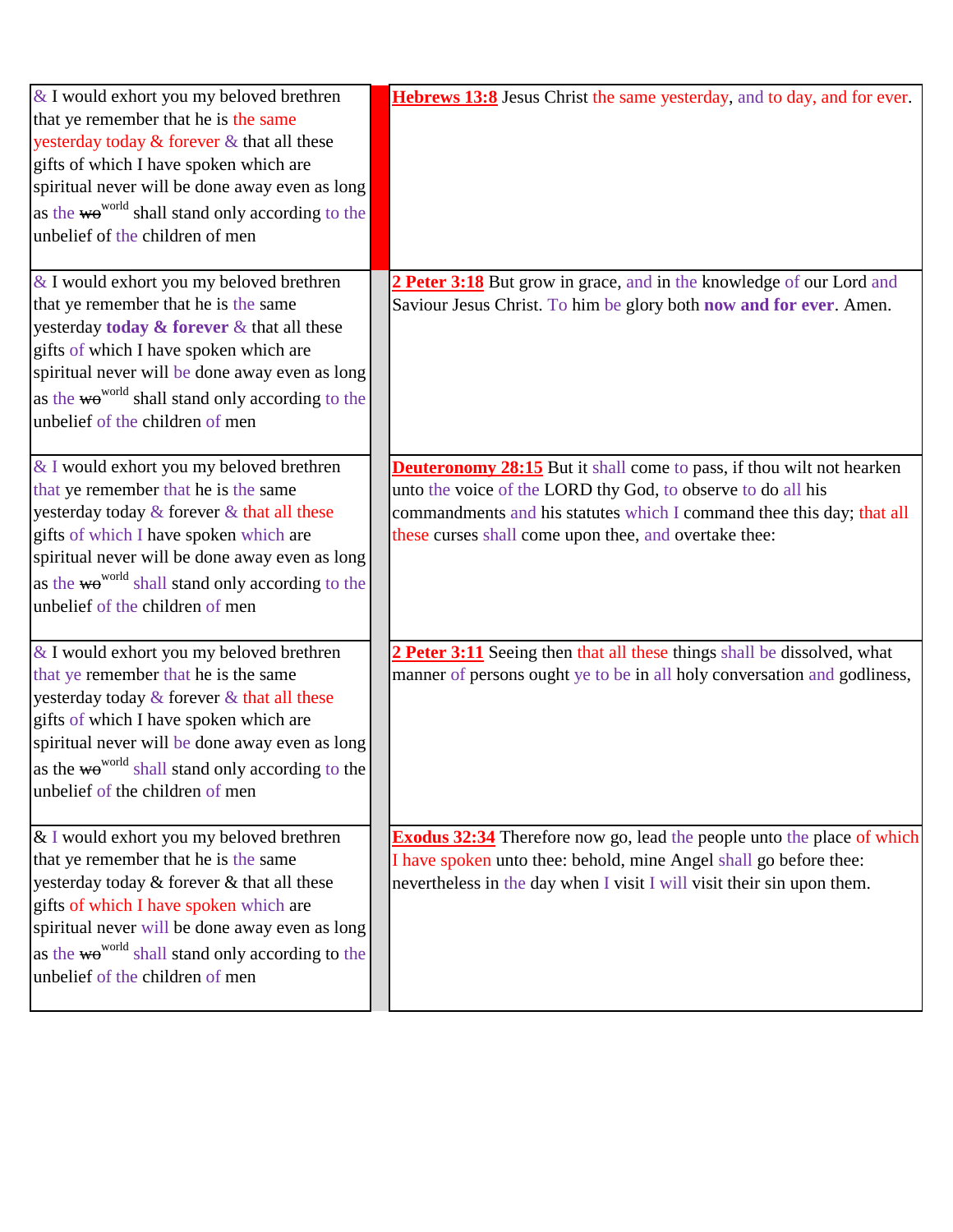| | | |
|---|---|---|
| & I would exhort you my beloved brethren that ye remember that he is the same yesterday today & forever & that all these gifts of which I have spoken which are spiritual never will be done away even as long as the ~~wo~~ world shall stand only according to the unbelief of the children of men | | **Hebrews 13:8** Jesus Christ the same yesterday, and to day, and for ever. |
| & I would exhort you my beloved brethren that ye remember that he is the same yesterday **today & forever** & that all these gifts of which I have spoken which are spiritual never will be done away even as long as the ~~wo~~ world shall stand only according to the unbelief of the children of men | | **2 Peter 3:18** But grow in grace, and in the knowledge of our Lord and Saviour Jesus Christ. To him be glory both **now and for ever**. Amen. |
| & I would exhort you my beloved brethren that ye remember that he is the same yesterday today & forever & that all these gifts of which I have spoken which are spiritual never will be done away even as long as the ~~wo~~ world shall stand only according to the unbelief of the children of men | | **Deuteronomy 28:15** But it shall come to pass, if thou wilt not hearken unto the voice of the LORD thy God, to observe to do all his commandments and his statutes which I command thee this day; that all these curses shall come upon thee, and overtake thee: |
| & I would exhort you my beloved brethren that ye remember that he is the same yesterday today & forever & that all these gifts of which I have spoken which are spiritual never will be done away even as long as the ~~wo~~ world shall stand only according to the unbelief of the children of men | | **2 Peter 3:11** Seeing then that all these things shall be dissolved, what manner of persons ought ye to be in all holy conversation and godliness, |
| & I would exhort you my beloved brethren that ye remember that he is the same yesterday today & forever & that all these gifts of which I have spoken which are spiritual never will be done away even as long as the ~~wo~~ world shall stand only according to the unbelief of the children of men | | **Exodus 32:34** Therefore now go, lead the people unto the place of which I have spoken unto thee: behold, mine Angel shall go before thee: nevertheless in the day when I visit I will visit their sin upon them. |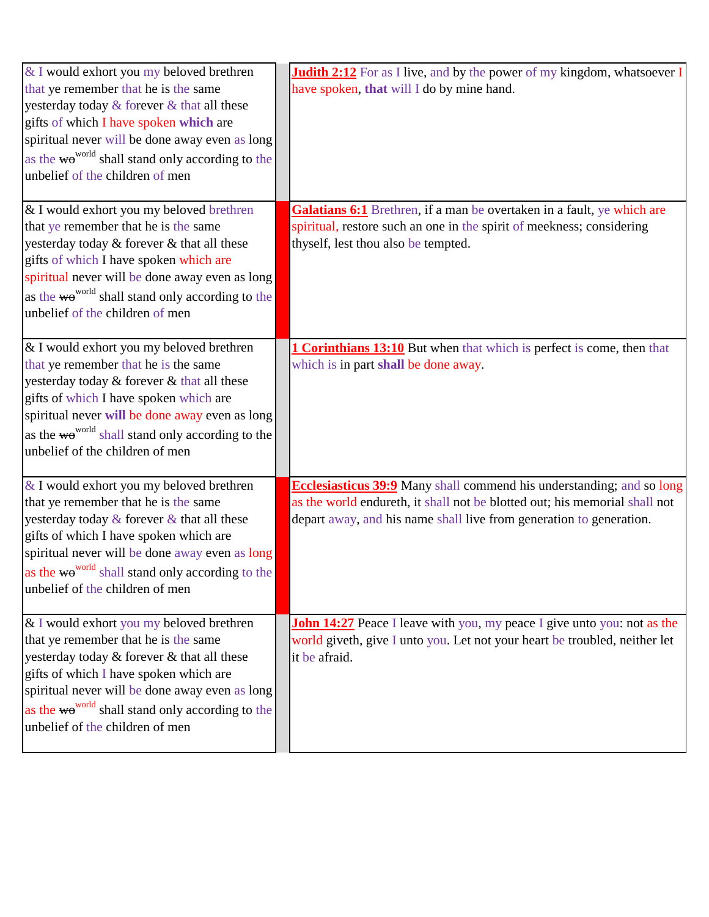| | | |
|---|---|---|
| & I would exhort you my beloved brethren that ye remember that he is the same yesterday today & forever & that all these gifts of which I have spoken **which** are spiritual never will be done away even as long as the ~~wo~~ world shall stand only according to the unbelief of the children of men | | **Judith 2:12** For as I live, and by the power of my kingdom, whatsoever I have spoken, **that** will I do by mine hand. |
| & I would exhort you my beloved brethren that ye remember that he is the same yesterday today & forever & that all these gifts of which I have spoken which are spiritual never will be done away even as long as the ~~wo~~ world shall stand only according to the unbelief of the children of men | | **Galatians 6:1** Brethren, if a man be overtaken in a fault, ye which are spiritual, restore such an one in the spirit of meekness; considering thyself, lest thou also be tempted. |
| & I would exhort you my beloved brethren that ye remember that he is the same yesterday today & forever & that all these gifts of which I have spoken which are spiritual never **will** be done away even as long as the ~~wo~~ world shall stand only according to the unbelief of the children of men | | **1 Corinthians 13:10** But when that which is perfect is come, then that which is in part **shall** be done away. |
| & I would exhort you my beloved brethren that ye remember that he is the same yesterday today & forever & that all these gifts of which I have spoken which are spiritual never will be done away even as long as the ~~wo~~ world shall stand only according to the unbelief of the children of men | | **Ecclesiasticus 39:9** Many shall commend his understanding; and so long as the world endureth, it shall not be blotted out; his memorial shall not depart away, and his name shall live from generation to generation. |
| & I would exhort you my beloved brethren that ye remember that he is the same yesterday today & forever & that all these gifts of which I have spoken which are spiritual never will be done away even as long as the ~~wo~~ world shall stand only according to the unbelief of the children of men | | **John 14:27** Peace I leave with you, my peace I give unto you: not as the world giveth, give I unto you. Let not your heart be troubled, neither let it be afraid. |